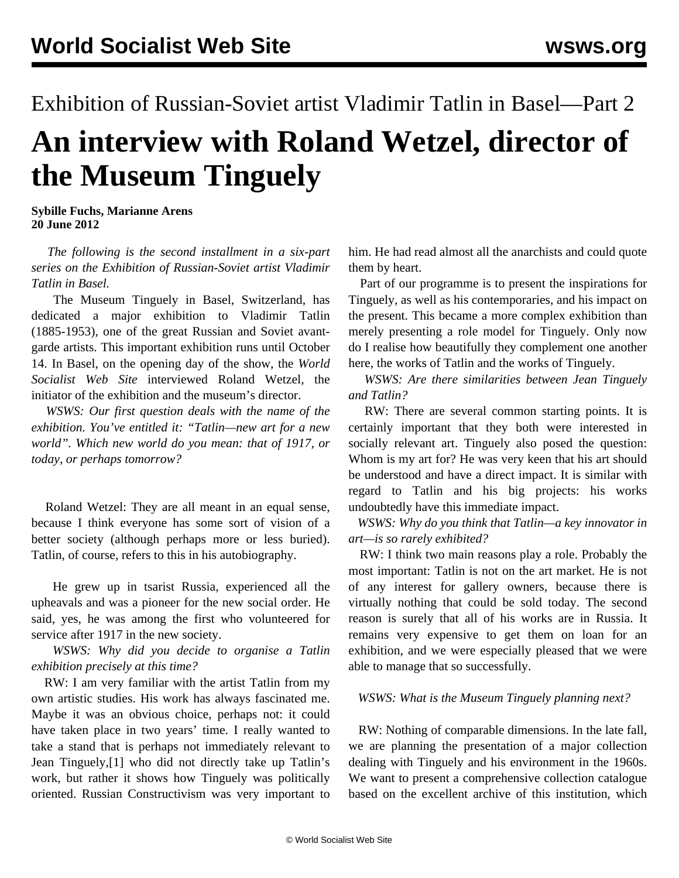# Exhibition of Russian-Soviet artist Vladimir Tatlin in Basel—Part 2

# An interview with Roland Wetzel, director of the Museum Tinguely

**Sybille Fuchs, Marianne Arens**
**20 June 2012**

*The following is the second installment in a six-part series on the Exhibition of Russian-Soviet artist Vladimir Tatlin in Basel.*

The Museum Tinguely in Basel, Switzerland, has dedicated a major exhibition to Vladimir Tatlin (1885-1953), one of the great Russian and Soviet avant-garde artists. This important exhibition runs until October 14. In Basel, on the opening day of the show, the *World Socialist Web Site* interviewed Roland Wetzel, the initiator of the exhibition and the museum's director.

*WSWS: Our first question deals with the name of the exhibition. You've entitled it: "Tatlin—new art for a new world". Which new world do you mean: that of 1917, or today, or perhaps tomorrow?*

Roland Wetzel: They are all meant in an equal sense, because I think everyone has some sort of vision of a better society (although perhaps more or less buried). Tatlin, of course, refers to this in his autobiography.

He grew up in tsarist Russia, experienced all the upheavals and was a pioneer for the new social order. He said, yes, he was among the first who volunteered for service after 1917 in the new society.

*WSWS: Why did you decide to organise a Tatlin exhibition precisely at this time?*

RW: I am very familiar with the artist Tatlin from my own artistic studies. His work has always fascinated me. Maybe it was an obvious choice, perhaps not: it could have taken place in two years' time. I really wanted to take a stand that is perhaps not immediately relevant to Jean Tinguely,[1] who did not directly take up Tatlin's work, but rather it shows how Tinguely was politically oriented. Russian Constructivism was very important to him. He had read almost all the anarchists and could quote them by heart.

Part of our programme is to present the inspirations for Tinguely, as well as his contemporaries, and his impact on the present. This became a more complex exhibition than merely presenting a role model for Tinguely. Only now do I realise how beautifully they complement one another here, the works of Tatlin and the works of Tinguely.

*WSWS: Are there similarities between Jean Tinguely and Tatlin?*

RW: There are several common starting points. It is certainly important that they both were interested in socially relevant art. Tinguely also posed the question: Whom is my art for? He was very keen that his art should be understood and have a direct impact. It is similar with regard to Tatlin and his big projects: his works undoubtedly have this immediate impact.

*WSWS: Why do you think that Tatlin—a key innovator in art—is so rarely exhibited?*

RW: I think two main reasons play a role. Probably the most important: Tatlin is not on the art market. He is not of any interest for gallery owners, because there is virtually nothing that could be sold today. The second reason is surely that all of his works are in Russia. It remains very expensive to get them on loan for an exhibition, and we were especially pleased that we were able to manage that so successfully.

*WSWS: What is the Museum Tinguely planning next?*

RW: Nothing of comparable dimensions. In the late fall, we are planning the presentation of a major collection dealing with Tinguely and his environment in the 1960s. We want to present a comprehensive collection catalogue based on the excellent archive of this institution, which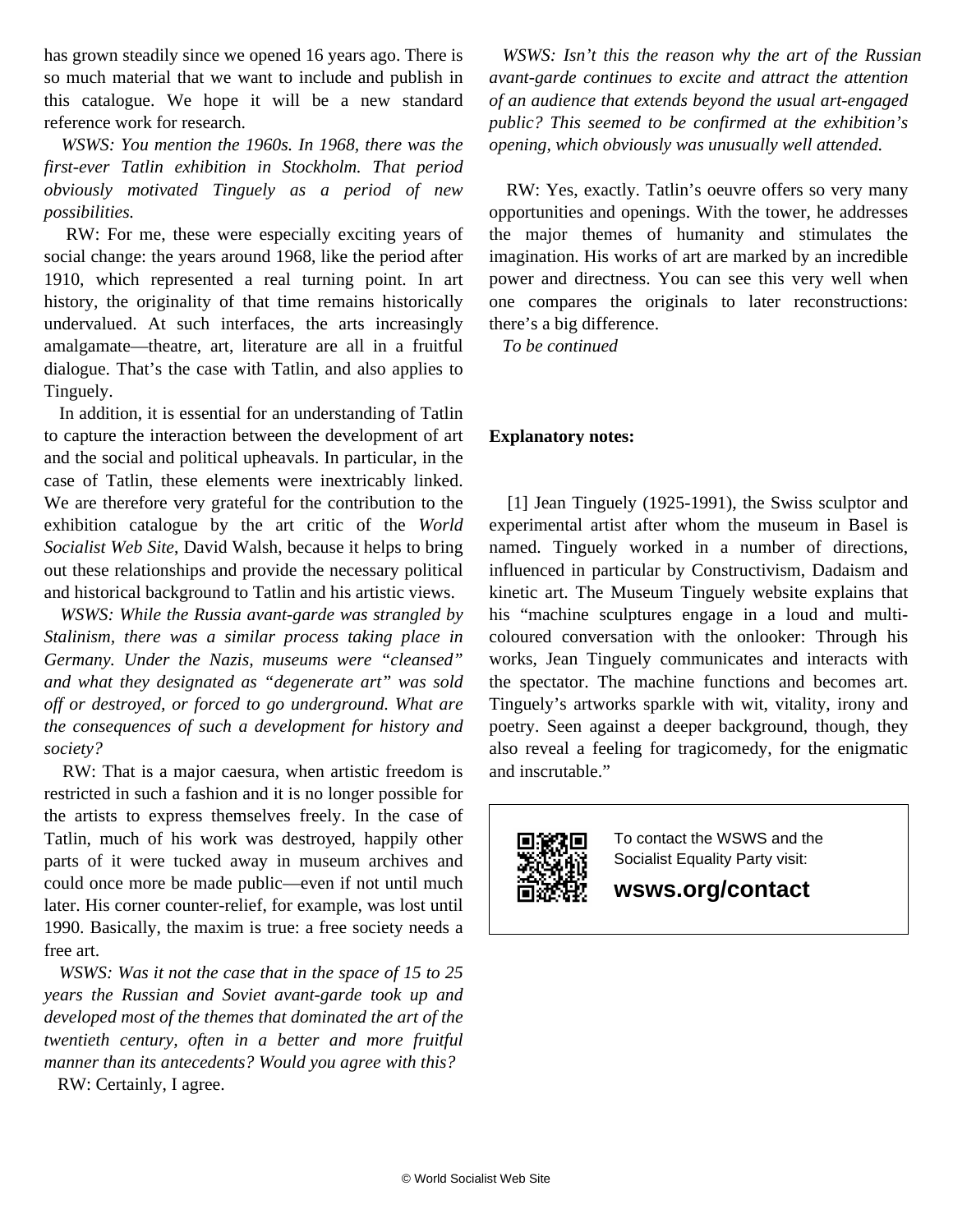has grown steadily since we opened 16 years ago. There is so much material that we want to include and publish in this catalogue. We hope it will be a new standard reference work for research.

*WSWS: You mention the 1960s. In 1968, there was the first-ever Tatlin exhibition in Stockholm. That period obviously motivated Tinguely as a period of new possibilities.*

RW: For me, these were especially exciting years of social change: the years around 1968, like the period after 1910, which represented a real turning point. In art history, the originality of that time remains historically undervalued. At such interfaces, the arts increasingly amalgamate—theatre, art, literature are all in a fruitful dialogue. That's the case with Tatlin, and also applies to Tinguely.

In addition, it is essential for an understanding of Tatlin to capture the interaction between the development of art and the social and political upheavals. In particular, in the case of Tatlin, these elements were inextricably linked. We are therefore very grateful for the contribution to the exhibition catalogue by the art critic of the *World Socialist Web Site*, David Walsh, because it helps to bring out these relationships and provide the necessary political and historical background to Tatlin and his artistic views.

*WSWS: While the Russia avant-garde was strangled by Stalinism, there was a similar process taking place in Germany. Under the Nazis, museums were "cleansed" and what they designated as "degenerate art" was sold off or destroyed, or forced to go underground. What are the consequences of such a development for history and society?*

RW: That is a major caesura, when artistic freedom is restricted in such a fashion and it is no longer possible for the artists to express themselves freely. In the case of Tatlin, much of his work was destroyed, happily other parts of it were tucked away in museum archives and could once more be made public—even if not until much later. His corner counter-relief, for example, was lost until 1990. Basically, the maxim is true: a free society needs a free art.

*WSWS: Was it not the case that in the space of 15 to 25 years the Russian and Soviet avant-garde took up and developed most of the themes that dominated the art of the twentieth century, often in a better and more fruitful manner than its antecedents? Would you agree with this?*

RW: Certainly, I agree.

*WSWS: Isn't this the reason why the art of the Russian avant-garde continues to excite and attract the attention of an audience that extends beyond the usual art-engaged public? This seemed to be confirmed at the exhibition's opening, which obviously was unusually well attended.*

RW: Yes, exactly. Tatlin's oeuvre offers so very many opportunities and openings. With the tower, he addresses the major themes of humanity and stimulates the imagination. His works of art are marked by an incredible power and directness. You can see this very well when one compares the originals to later reconstructions: there's a big difference.

*To be continued*

**Explanatory notes:**

[1] Jean Tinguely (1925-1991), the Swiss sculptor and experimental artist after whom the museum in Basel is named. Tinguely worked in a number of directions, influenced in particular by Constructivism, Dadaism and kinetic art. The Museum Tinguely website explains that his "machine sculptures engage in a loud and multi-coloured conversation with the onlooker: Through his works, Jean Tinguely communicates and interacts with the spectator. The machine functions and becomes art. Tinguely's artworks sparkle with wit, vitality, irony and poetry. Seen against a deeper background, though, they also reveal a feeling for tragicomedy, for the enigmatic and inscrutable."

To contact the WSWS and the Socialist Equality Party visit:

**wsws.org/contact**